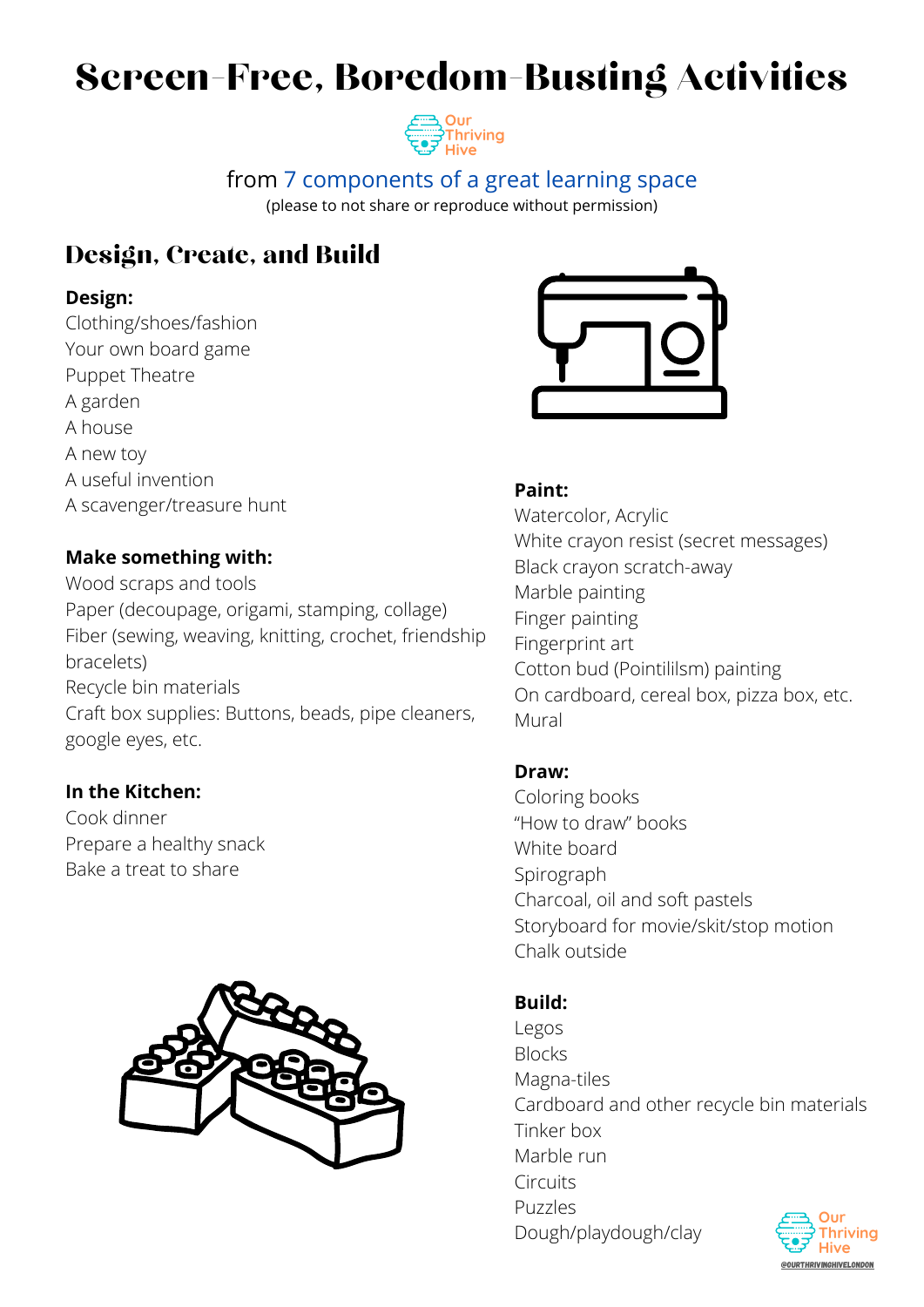# Screen-Free, Boredom-Busting Activities

Our Thriving Hive

from 7 components of a great learning space

(please to not share or reproduce without permission)

## Design, Create, and Build

**Design:**

Clothing/shoes/fashion
Your own board game
Puppet Theatre
A garden
A house
A new toy
A useful invention
A scavenger/treasure hunt

**Make something with:**

Wood scraps and tools
Paper (decoupage, origami, stamping, collage)
Fiber (sewing, weaving, knitting, crochet, friendship bracelets)
Recycle bin materials
Craft box supplies: Buttons, beads, pipe cleaners, google eyes, etc.

**In the Kitchen:**

Cook dinner
Prepare a healthy snack
Bake a treat to share

**Paint:**

Watercolor, Acrylic
White crayon resist (secret messages)
Black crayon scratch-away
Marble painting
Finger painting
Fingerprint art
Cotton bud (Pointililsm) painting
On cardboard, cereal box, pizza box, etc.
Mural

**Draw:**

Coloring books
"How to draw" books
White board
Spirograph
Charcoal, oil and soft pastels
Storyboard for movie/skit/stop motion
Chalk outside

**Build:**

Legos
Blocks
Magna-tiles
Cardboard and other recycle bin materials
Tinker box
Marble run
Circuits
Puzzles
Dough/playdough/clay

Our Thriving Hive
@OURTHRIVINGHIVELONDON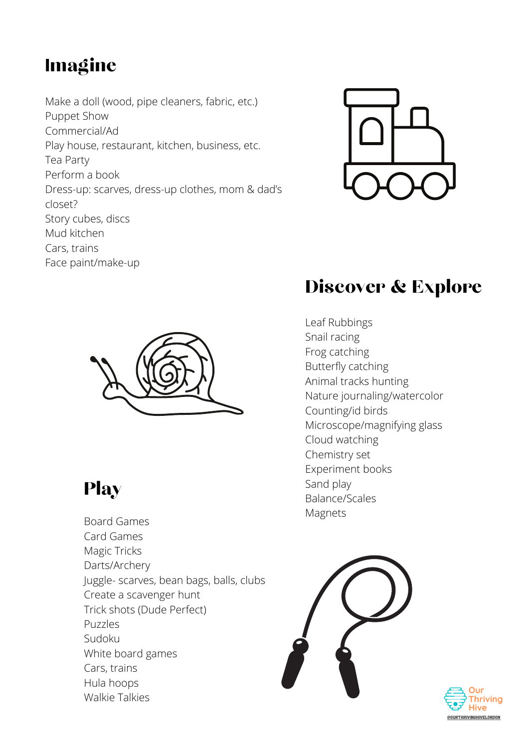## Imagine

Make a doll (wood, pipe cleaners, fabric, etc.)
Puppet Show
Commercial/Ad
Play house, restaurant, kitchen, business, etc.
Tea Party
Perform a book
Dress-up: scarves, dress-up clothes, mom & dad's closet?
Story cubes, discs
Mud kitchen
Cars, trains
Face paint/make-up

## Discover & Explore

Leaf Rubbings
Snail racing
Frog catching
Butterfly catching
Animal tracks hunting
Nature journaling/watercolor
Counting/id birds
Microscope/magnifying glass
Cloud watching
Chemistry set
Experiment books
Sand play
Balance/Scales
Magnets

## Play

Board Games
Card Games
Magic Tricks
Darts/Archery
Juggle- scarves, bean bags, balls, clubs
Create a scavenger hunt
Trick shots (Dude Perfect)
Puzzles
Sudoku
White board games
Cars, trains
Hula hoops
Walkie Talkies

Our Thriving Hive
@OURTHRIVINGHIVELONDON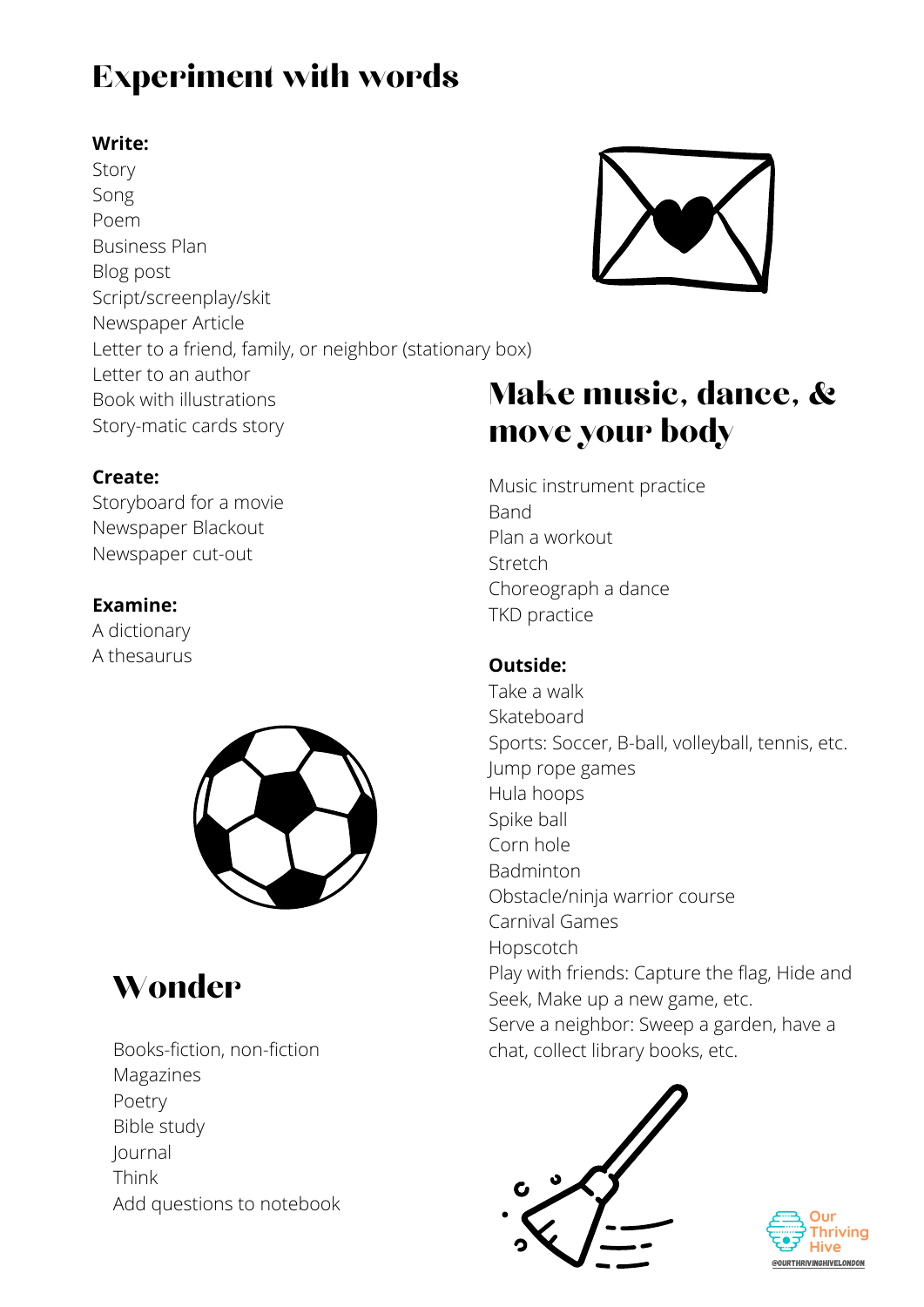# Experiment with words

**Write:**
Story
Song
Poem
Business Plan
Blog post
Script/screenplay/skit
Newspaper Article
Letter to a friend, family, or neighbor (stationary box)
Letter to an author
Book with illustrations
Story-matic cards story

**Create:**
Storyboard for a movie
Newspaper Blackout
Newspaper cut-out

**Examine:**
A dictionary
A thesaurus

# Wonder

Books-fiction, non-fiction
Magazines
Poetry
Bible study
Journal
Think
Add questions to notebook

# Make music, dance, & move your body

Music instrument practice
Band
Plan a workout
Stretch
Choreograph a dance
TKD practice

**Outside:**
Take a walk
Skateboard
Sports: Soccer, B-ball, volleyball, tennis, etc.
Jump rope games
Hula hoops
Spike ball
Corn hole
Badminton
Obstacle/ninja warrior course
Carnival Games
Hopscotch
Play with friends: Capture the flag, Hide and Seek, Make up a new game, etc.
Serve a neighbor: Sweep a garden, have a chat, collect library books, etc.

Our Thriving Hive
@OURTHRIVINGHIVELONDON